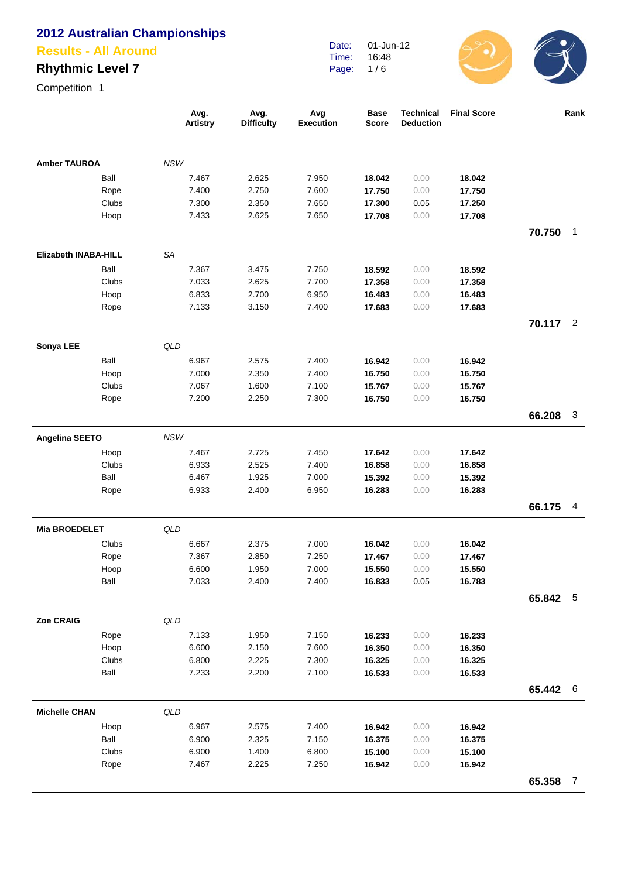# 2012 Australian Championships

## Results - All Around

### Rhythmic Level 7

Competition 1

Date: 01-Jun-12
Time: 16:48

| | | Avg. Artistry | Avg. Difficulty | Avg Execution | Base Score | Technical Deduction | Final Score | | Rank |
|---|---|---|---|---|---|---|---|---|---|
| **Amber TAUROA** | *NSW* | | | | | | | | |
| | Ball | 7.467 | 2.625 | 7.950 | **18.042** | 0.00 | **18.042** | | |
| | Rope | 7.400 | 2.750 | 7.600 | **17.750** | 0.00 | **17.750** | | |
| | Clubs | 7.300 | 2.350 | 7.650 | **17.300** | 0.05 | **17.250** | | |
| | Hoop | 7.433 | 2.625 | 7.650 | **17.708** | 0.00 | **17.708** | | |
| | | | | | | | | **70.750** | 1 |
| **Elizabeth INABA-HILL** | *SA* | | | | | | | | |
| | Ball | 7.367 | 3.475 | 7.750 | **18.592** | 0.00 | **18.592** | | |
| | Clubs | 7.033 | 2.625 | 7.700 | **17.358** | 0.00 | **17.358** | | |
| | Hoop | 6.833 | 2.700 | 6.950 | **16.483** | 0.00 | **16.483** | | |
| | Rope | 7.133 | 3.150 | 7.400 | **17.683** | 0.00 | **17.683** | | |
| | | | | | | | | **70.117** | 2 |
| **Sonya LEE** | *QLD* | | | | | | | | |
| | Ball | 6.967 | 2.575 | 7.400 | **16.942** | 0.00 | **16.942** | | |
| | Hoop | 7.000 | 2.350 | 7.400 | **16.750** | 0.00 | **16.750** | | |
| | Clubs | 7.067 | 1.600 | 7.100 | **15.767** | 0.00 | **15.767** | | |
| | Rope | 7.200 | 2.250 | 7.300 | **16.750** | 0.00 | **16.750** | | |
| | | | | | | | | **66.208** | 3 |
| **Angelina SEETO** | *NSW* | | | | | | | | |
| | Hoop | 7.467 | 2.725 | 7.450 | **17.642** | 0.00 | **17.642** | | |
| | Clubs | 6.933 | 2.525 | 7.400 | **16.858** | 0.00 | **16.858** | | |
| | Ball | 6.467 | 1.925 | 7.000 | **15.392** | 0.00 | **15.392** | | |
| | Rope | 6.933 | 2.400 | 6.950 | **16.283** | 0.00 | **16.283** | | |
| | | | | | | | | **66.175** | 4 |
| **Mia BROEDELET** | *QLD* | | | | | | | | |
| | Clubs | 6.667 | 2.375 | 7.000 | **16.042** | 0.00 | **16.042** | | |
| | Rope | 7.367 | 2.850 | 7.250 | **17.467** | 0.00 | **17.467** | | |
| | Hoop | 6.600 | 1.950 | 7.000 | **15.550** | 0.00 | **15.550** | | |
| | Ball | 7.033 | 2.400 | 7.400 | **16.833** | 0.05 | **16.783** | | |
| | | | | | | | | **65.842** | 5 |
| **Zoe CRAIG** | *QLD* | | | | | | | | |
| | Rope | 7.133 | 1.950 | 7.150 | **16.233** | 0.00 | **16.233** | | |
| | Hoop | 6.600 | 2.150 | 7.600 | **16.350** | 0.00 | **16.350** | | |
| | Clubs | 6.800 | 2.225 | 7.300 | **16.325** | 0.00 | **16.325** | | |
| | Ball | 7.233 | 2.200 | 7.100 | **16.533** | 0.00 | **16.533** | | |
| | | | | | | | | **65.442** | 6 |
| **Michelle CHAN** | *QLD* | | | | | | | | |
| | Hoop | 6.967 | 2.575 | 7.400 | **16.942** | 0.00 | **16.942** | | |
| | Ball | 6.900 | 2.325 | 7.150 | **16.375** | 0.00 | **16.375** | | |
| | Clubs | 6.900 | 1.400 | 6.800 | **15.100** | 0.00 | **15.100** | | |
| | Rope | 7.467 | 2.225 | 7.250 | **16.942** | 0.00 | **16.942** | | |
| | | | | | | | | **65.358** | 7 |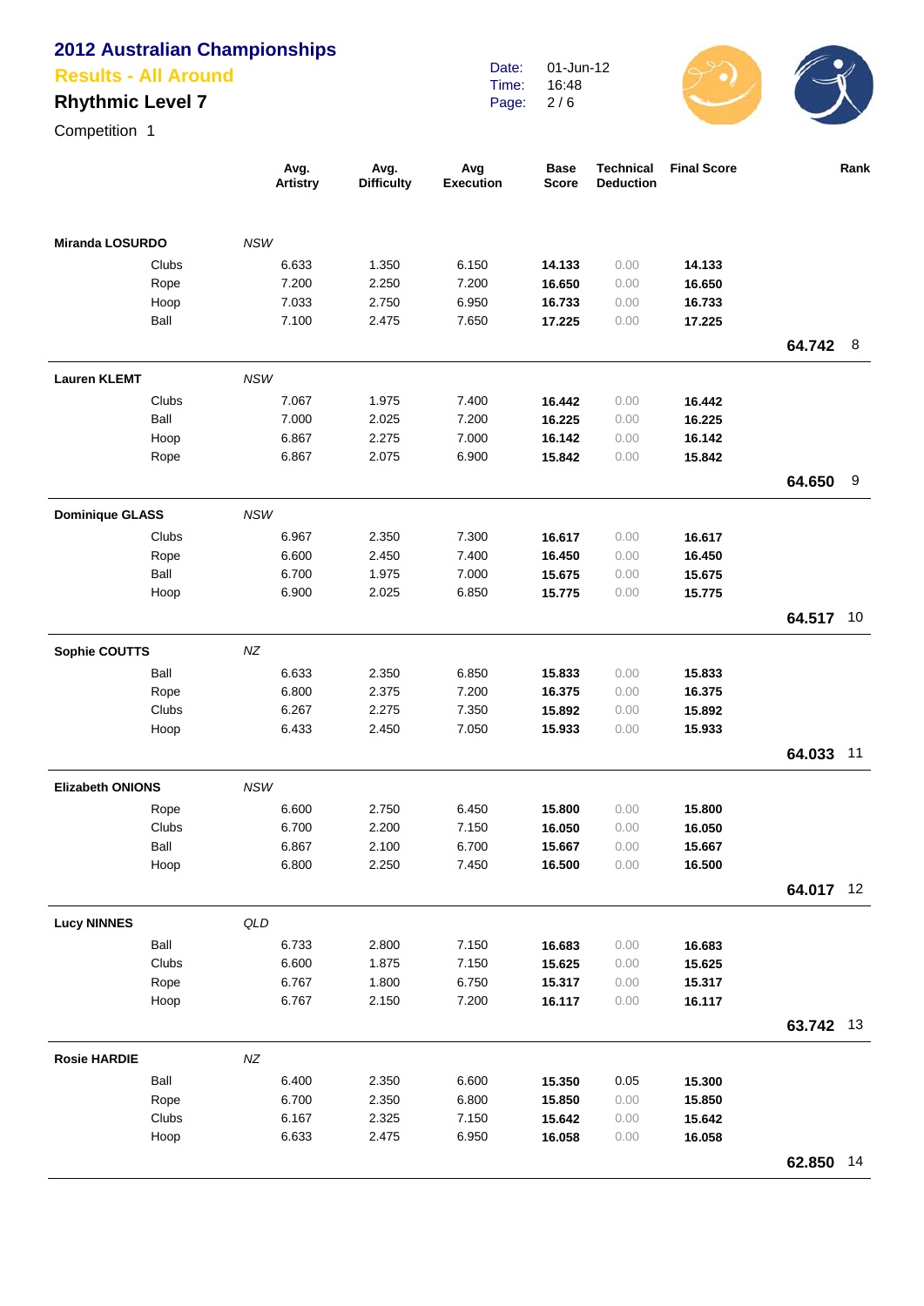# 2012 Australian Championships

## Results - All Around

### Rhythmic Level 7

Competition 1

Date: 01-Jun-12
Time: 16:48

| | | Avg. Artistry | Avg. Difficulty | Avg Execution | Base Score | Technical Deduction | Final Score | | Rank |
|---|---|---|---|---|---|---|---|---|---|
| **Miranda LOSURDO** | *NSW* | | | | | | | | |
| Clubs | | 6.633 | 1.350 | 6.150 | **14.133** | 0.00 | **14.133** | | |
| Rope | | 7.200 | 2.250 | 7.200 | **16.650** | 0.00 | **16.650** | | |
| Hoop | | 7.033 | 2.750 | 6.950 | **16.733** | 0.00 | **16.733** | | |
| Ball | | 7.100 | 2.475 | 7.650 | **17.225** | 0.00 | **17.225** | | |
| | | | | | | | | **64.742** | 8 |
| **Lauren KLEMT** | *NSW* | | | | | | | | |
| Clubs | | 7.067 | 1.975 | 7.400 | **16.442** | 0.00 | **16.442** | | |
| Ball | | 7.000 | 2.025 | 7.200 | **16.225** | 0.00 | **16.225** | | |
| Hoop | | 6.867 | 2.275 | 7.000 | **16.142** | 0.00 | **16.142** | | |
| Rope | | 6.867 | 2.075 | 6.900 | **15.842** | 0.00 | **15.842** | | |
| | | | | | | | | **64.650** | 9 |
| **Dominique GLASS** | *NSW* | | | | | | | | |
| Clubs | | 6.967 | 2.350 | 7.300 | **16.617** | 0.00 | **16.617** | | |
| Rope | | 6.600 | 2.450 | 7.400 | **16.450** | 0.00 | **16.450** | | |
| Ball | | 6.700 | 1.975 | 7.000 | **15.675** | 0.00 | **15.675** | | |
| Hoop | | 6.900 | 2.025 | 6.850 | **15.775** | 0.00 | **15.775** | | |
| | | | | | | | | **64.517** | 10 |
| **Sophie COUTTS** | *NZ* | | | | | | | | |
| Ball | | 6.633 | 2.350 | 6.850 | **15.833** | 0.00 | **15.833** | | |
| Rope | | 6.800 | 2.375 | 7.200 | **16.375** | 0.00 | **16.375** | | |
| Clubs | | 6.267 | 2.275 | 7.350 | **15.892** | 0.00 | **15.892** | | |
| Hoop | | 6.433 | 2.450 | 7.050 | **15.933** | 0.00 | **15.933** | | |
| | | | | | | | | **64.033** | 11 |
| **Elizabeth ONIONS** | *NSW* | | | | | | | | |
| Rope | | 6.600 | 2.750 | 6.450 | **15.800** | 0.00 | **15.800** | | |
| Clubs | | 6.700 | 2.200 | 7.150 | **16.050** | 0.00 | **16.050** | | |
| Ball | | 6.867 | 2.100 | 6.700 | **15.667** | 0.00 | **15.667** | | |
| Hoop | | 6.800 | 2.250 | 7.450 | **16.500** | 0.00 | **16.500** | | |
| | | | | | | | | **64.017** | 12 |
| **Lucy NINNES** | *QLD* | | | | | | | | |
| Ball | | 6.733 | 2.800 | 7.150 | **16.683** | 0.00 | **16.683** | | |
| Clubs | | 6.600 | 1.875 | 7.150 | **15.625** | 0.00 | **15.625** | | |
| Rope | | 6.767 | 1.800 | 6.750 | **15.317** | 0.00 | **15.317** | | |
| Hoop | | 6.767 | 2.150 | 7.200 | **16.117** | 0.00 | **16.117** | | |
| | | | | | | | | **63.742** | 13 |
| **Rosie HARDIE** | *NZ* | | | | | | | | |
| Ball | | 6.400 | 2.350 | 6.600 | **15.350** | 0.05 | **15.300** | | |
| Rope | | 6.700 | 2.350 | 6.800 | **15.850** | 0.00 | **15.850** | | |
| Clubs | | 6.167 | 2.325 | 7.150 | **15.642** | 0.00 | **15.642** | | |
| Hoop | | 6.633 | 2.475 | 6.950 | **16.058** | 0.00 | **16.058** | | |
| | | | | | | | | **62.850** | 14 |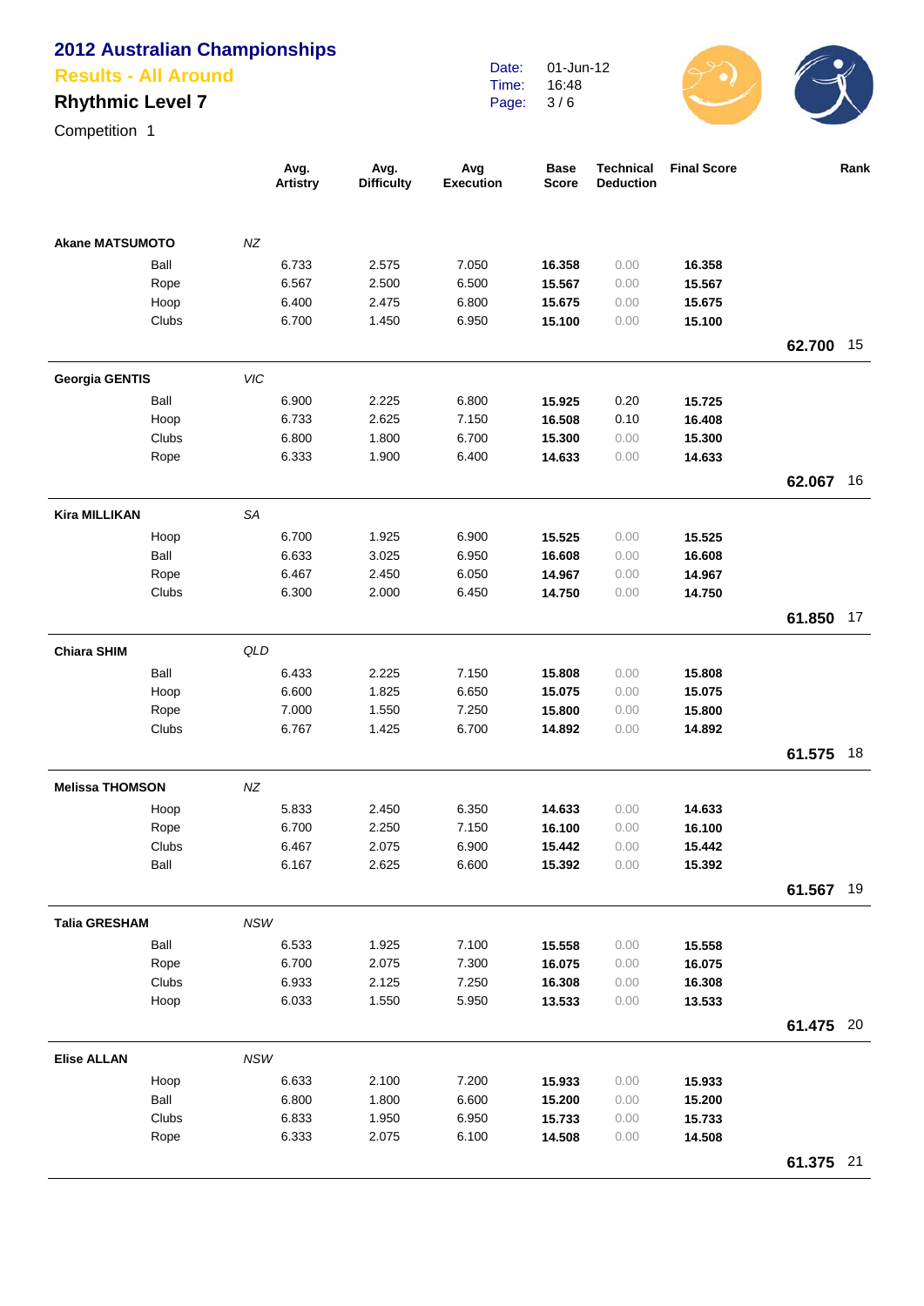# 2012 Australian Championships

## Results - All Around

### Rhythmic Level 7

Competition 1

Date: 01-Jun-12
Time: 16:48

| | | Avg. Artistry | Avg. Difficulty | Avg Execution | Base Score | Technical Deduction | Final Score | | Rank |
|---|---|---|---|---|---|---|---|---|---|
| **Akane MATSUMOTO** | *NZ* | | | | | | | | |
| Ball | | 6.733 | 2.575 | 7.050 | **16.358** | 0.00 | **16.358** | | |
| Rope | | 6.567 | 2.500 | 6.500 | **15.567** | 0.00 | **15.567** | | |
| Hoop | | 6.400 | 2.475 | 6.800 | **15.675** | 0.00 | **15.675** | | |
| Clubs | | 6.700 | 1.450 | 6.950 | **15.100** | 0.00 | **15.100** | | |
| | | | | | | | | **62.700** | 15 |
| **Georgia GENTIS** | *VIC* | | | | | | | | |
| Ball | | 6.900 | 2.225 | 6.800 | **15.925** | 0.20 | **15.725** | | |
| Hoop | | 6.733 | 2.625 | 7.150 | **16.508** | 0.10 | **16.408** | | |
| Clubs | | 6.800 | 1.800 | 6.700 | **15.300** | 0.00 | **15.300** | | |
| Rope | | 6.333 | 1.900 | 6.400 | **14.633** | 0.00 | **14.633** | | |
| | | | | | | | | **62.067** | 16 |
| **Kira MILLIKAN** | *SA* | | | | | | | | |
| Hoop | | 6.700 | 1.925 | 6.900 | **15.525** | 0.00 | **15.525** | | |
| Ball | | 6.633 | 3.025 | 6.950 | **16.608** | 0.00 | **16.608** | | |
| Rope | | 6.467 | 2.450 | 6.050 | **14.967** | 0.00 | **14.967** | | |
| Clubs | | 6.300 | 2.000 | 6.450 | **14.750** | 0.00 | **14.750** | | |
| | | | | | | | | **61.850** | 17 |
| **Chiara SHIM** | *QLD* | | | | | | | | |
| Ball | | 6.433 | 2.225 | 7.150 | **15.808** | 0.00 | **15.808** | | |
| Hoop | | 6.600 | 1.825 | 6.650 | **15.075** | 0.00 | **15.075** | | |
| Rope | | 7.000 | 1.550 | 7.250 | **15.800** | 0.00 | **15.800** | | |
| Clubs | | 6.767 | 1.425 | 6.700 | **14.892** | 0.00 | **14.892** | | |
| | | | | | | | | **61.575** | 18 |
| **Melissa THOMSON** | *NZ* | | | | | | | | |
| Hoop | | 5.833 | 2.450 | 6.350 | **14.633** | 0.00 | **14.633** | | |
| Rope | | 6.700 | 2.250 | 7.150 | **16.100** | 0.00 | **16.100** | | |
| Clubs | | 6.467 | 2.075 | 6.900 | **15.442** | 0.00 | **15.442** | | |
| Ball | | 6.167 | 2.625 | 6.600 | **15.392** | 0.00 | **15.392** | | |
| | | | | | | | | **61.567** | 19 |
| **Talia GRESHAM** | *NSW* | | | | | | | | |
| Ball | | 6.533 | 1.925 | 7.100 | **15.558** | 0.00 | **15.558** | | |
| Rope | | 6.700 | 2.075 | 7.300 | **16.075** | 0.00 | **16.075** | | |
| Clubs | | 6.933 | 2.125 | 7.250 | **16.308** | 0.00 | **16.308** | | |
| Hoop | | 6.033 | 1.550 | 5.950 | **13.533** | 0.00 | **13.533** | | |
| | | | | | | | | **61.475** | 20 |
| **Elise ALLAN** | *NSW* | | | | | | | | |
| Hoop | | 6.633 | 2.100 | 7.200 | **15.933** | 0.00 | **15.933** | | |
| Ball | | 6.800 | 1.800 | 6.600 | **15.200** | 0.00 | **15.200** | | |
| Clubs | | 6.833 | 1.950 | 6.950 | **15.733** | 0.00 | **15.733** | | |
| Rope | | 6.333 | 2.075 | 6.100 | **14.508** | 0.00 | **14.508** | | |
| | | | | | | | | **61.375** | 21 |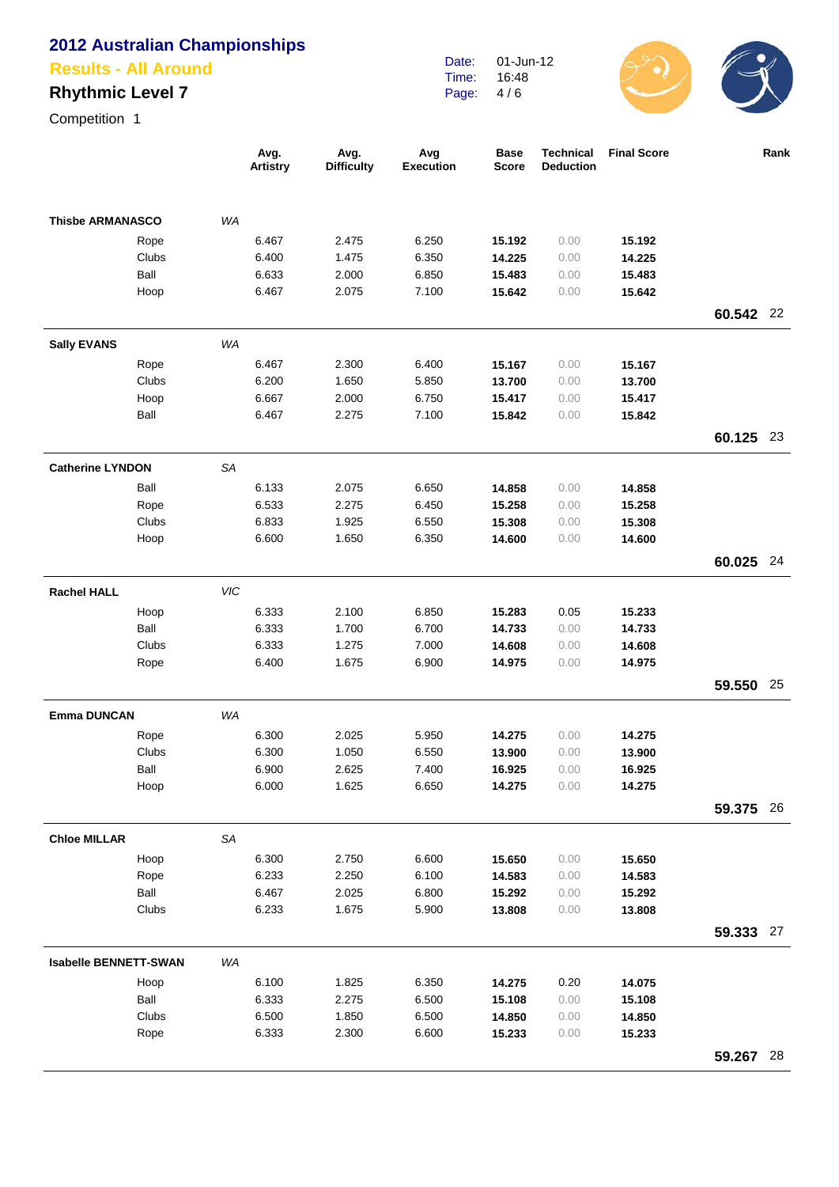# 2012 Australian Championships

## Results - All Around

### Rhythmic Level 7

Competition 1

Date: 01-Jun-12
Time: 16:48

| | | | Avg. Artistry | Avg. Difficulty | Avg Execution | Base Score | Technical Deduction | Final Score | | Rank |
|---|---|---|---|---|---|---|---|---|---|---|
| **Thisbe ARMANASCO** | | *WA* | | | | | | | | |
| | Rope | | 6.467 | 2.475 | 6.250 | **15.192** | 0.00 | **15.192** | | |
| | Clubs | | 6.400 | 1.475 | 6.350 | **14.225** | 0.00 | **14.225** | | |
| | Ball | | 6.633 | 2.000 | 6.850 | **15.483** | 0.00 | **15.483** | | |
| | Hoop | | 6.467 | 2.075 | 7.100 | **15.642** | 0.00 | **15.642** | | |
| | | | | | | | | | **60.542** | 22 |
| **Sally EVANS** | | *WA* | | | | | | | | |
| | Rope | | 6.467 | 2.300 | 6.400 | **15.167** | 0.00 | **15.167** | | |
| | Clubs | | 6.200 | 1.650 | 5.850 | **13.700** | 0.00 | **13.700** | | |
| | Hoop | | 6.667 | 2.000 | 6.750 | **15.417** | 0.00 | **15.417** | | |
| | Ball | | 6.467 | 2.275 | 7.100 | **15.842** | 0.00 | **15.842** | | |
| | | | | | | | | | **60.125** | 23 |
| **Catherine LYNDON** | | *SA* | | | | | | | | |
| | Ball | | 6.133 | 2.075 | 6.650 | **14.858** | 0.00 | **14.858** | | |
| | Rope | | 6.533 | 2.275 | 6.450 | **15.258** | 0.00 | **15.258** | | |
| | Clubs | | 6.833 | 1.925 | 6.550 | **15.308** | 0.00 | **15.308** | | |
| | Hoop | | 6.600 | 1.650 | 6.350 | **14.600** | 0.00 | **14.600** | | |
| | | | | | | | | | **60.025** | 24 |
| **Rachel HALL** | | *VIC* | | | | | | | | |
| | Hoop | | 6.333 | 2.100 | 6.850 | **15.283** | 0.05 | **15.233** | | |
| | Ball | | 6.333 | 1.700 | 6.700 | **14.733** | 0.00 | **14.733** | | |
| | Clubs | | 6.333 | 1.275 | 7.000 | **14.608** | 0.00 | **14.608** | | |
| | Rope | | 6.400 | 1.675 | 6.900 | **14.975** | 0.00 | **14.975** | | |
| | | | | | | | | | **59.550** | 25 |
| **Emma DUNCAN** | | *WA* | | | | | | | | |
| | Rope | | 6.300 | 2.025 | 5.950 | **14.275** | 0.00 | **14.275** | | |
| | Clubs | | 6.300 | 1.050 | 6.550 | **13.900** | 0.00 | **13.900** | | |
| | Ball | | 6.900 | 2.625 | 7.400 | **16.925** | 0.00 | **16.925** | | |
| | Hoop | | 6.000 | 1.625 | 6.650 | **14.275** | 0.00 | **14.275** | | |
| | | | | | | | | | **59.375** | 26 |
| **Chloe MILLAR** | | *SA* | | | | | | | | |
| | Hoop | | 6.300 | 2.750 | 6.600 | **15.650** | 0.00 | **15.650** | | |
| | Rope | | 6.233 | 2.250 | 6.100 | **14.583** | 0.00 | **14.583** | | |
| | Ball | | 6.467 | 2.025 | 6.800 | **15.292** | 0.00 | **15.292** | | |
| | Clubs | | 6.233 | 1.675 | 5.900 | **13.808** | 0.00 | **13.808** | | |
| | | | | | | | | | **59.333** | 27 |
| **Isabelle BENNETT-SWAN** | | *WA* | | | | | | | | |
| | Hoop | | 6.100 | 1.825 | 6.350 | **14.275** | 0.20 | **14.075** | | |
| | Ball | | 6.333 | 2.275 | 6.500 | **15.108** | 0.00 | **15.108** | | |
| | Clubs | | 6.500 | 1.850 | 6.500 | **14.850** | 0.00 | **14.850** | | |
| | Rope | | 6.333 | 2.300 | 6.600 | **15.233** | 0.00 | **15.233** | | |
| | | | | | | | | | **59.267** | 28 |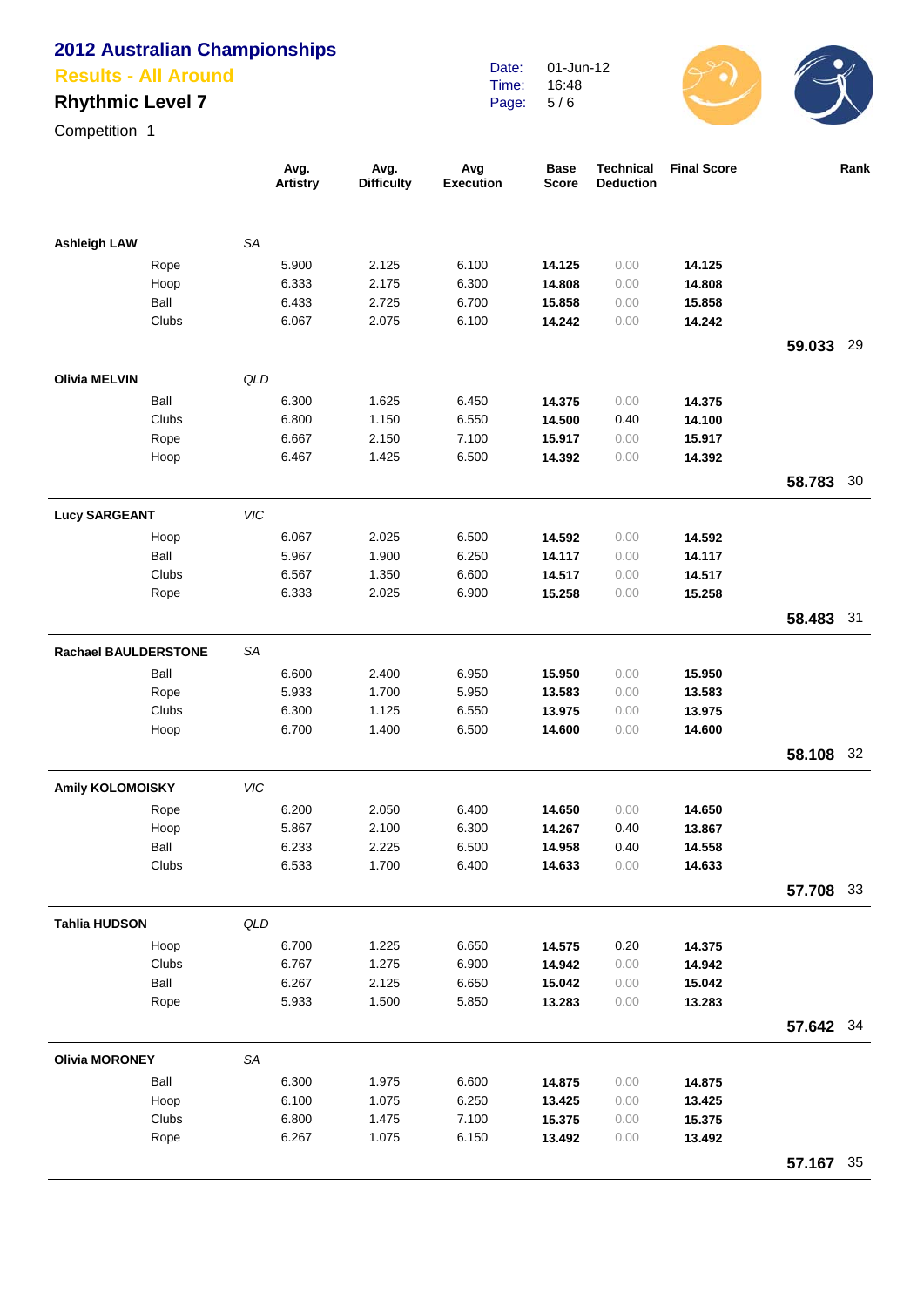# 2012 Australian Championships

## Results - All Around

### Rhythmic Level 7

Competition 1

Date: 01-Jun-12
Time: 16:48

| | | | Avg. Artistry | Avg. Difficulty | Avg Execution | Base Score | Technical Deduction | Final Score | | Rank |
|---|---|---|---|---|---|---|---|---|---|---|
| **Ashleigh LAW** | | *SA* | | | | | | | | |
| | Rope | | 5.900 | 2.125 | 6.100 | **14.125** | 0.00 | **14.125** | | |
| | Hoop | | 6.333 | 2.175 | 6.300 | **14.808** | 0.00 | **14.808** | | |
| | Ball | | 6.433 | 2.725 | 6.700 | **15.858** | 0.00 | **15.858** | | |
| | Clubs | | 6.067 | 2.075 | 6.100 | **14.242** | 0.00 | **14.242** | | |
| | | | | | | | | | **59.033** | 29 |
| **Olivia MELVIN** | | *QLD* | | | | | | | | |
| | Ball | | 6.300 | 1.625 | 6.450 | **14.375** | 0.00 | **14.375** | | |
| | Clubs | | 6.800 | 1.150 | 6.550 | **14.500** | 0.40 | **14.100** | | |
| | Rope | | 6.667 | 2.150 | 7.100 | **15.917** | 0.00 | **15.917** | | |
| | Hoop | | 6.467 | 1.425 | 6.500 | **14.392** | 0.00 | **14.392** | | |
| | | | | | | | | | **58.783** | 30 |
| **Lucy SARGEANT** | | *VIC* | | | | | | | | |
| | Hoop | | 6.067 | 2.025 | 6.500 | **14.592** | 0.00 | **14.592** | | |
| | Ball | | 5.967 | 1.900 | 6.250 | **14.117** | 0.00 | **14.117** | | |
| | Clubs | | 6.567 | 1.350 | 6.600 | **14.517** | 0.00 | **14.517** | | |
| | Rope | | 6.333 | 2.025 | 6.900 | **15.258** | 0.00 | **15.258** | | |
| | | | | | | | | | **58.483** | 31 |
| **Rachael BAULDERSTONE** | | *SA* | | | | | | | | |
| | Ball | | 6.600 | 2.400 | 6.950 | **15.950** | 0.00 | **15.950** | | |
| | Rope | | 5.933 | 1.700 | 5.950 | **13.583** | 0.00 | **13.583** | | |
| | Clubs | | 6.300 | 1.125 | 6.550 | **13.975** | 0.00 | **13.975** | | |
| | Hoop | | 6.700 | 1.400 | 6.500 | **14.600** | 0.00 | **14.600** | | |
| | | | | | | | | | **58.108** | 32 |
| **Amily KOLOMOISKY** | | *VIC* | | | | | | | | |
| | Rope | | 6.200 | 2.050 | 6.400 | **14.650** | 0.00 | **14.650** | | |
| | Hoop | | 5.867 | 2.100 | 6.300 | **14.267** | 0.40 | **13.867** | | |
| | Ball | | 6.233 | 2.225 | 6.500 | **14.958** | 0.40 | **14.558** | | |
| | Clubs | | 6.533 | 1.700 | 6.400 | **14.633** | 0.00 | **14.633** | | |
| | | | | | | | | | **57.708** | 33 |
| **Tahlia HUDSON** | | *QLD* | | | | | | | | |
| | Hoop | | 6.700 | 1.225 | 6.650 | **14.575** | 0.20 | **14.375** | | |
| | Clubs | | 6.767 | 1.275 | 6.900 | **14.942** | 0.00 | **14.942** | | |
| | Ball | | 6.267 | 2.125 | 6.650 | **15.042** | 0.00 | **15.042** | | |
| | Rope | | 5.933 | 1.500 | 5.850 | **13.283** | 0.00 | **13.283** | | |
| | | | | | | | | | **57.642** | 34 |
| **Olivia MORONEY** | | *SA* | | | | | | | | |
| | Ball | | 6.300 | 1.975 | 6.600 | **14.875** | 0.00 | **14.875** | | |
| | Hoop | | 6.100 | 1.075 | 6.250 | **13.425** | 0.00 | **13.425** | | |
| | Clubs | | 6.800 | 1.475 | 7.100 | **15.375** | 0.00 | **15.375** | | |
| | Rope | | 6.267 | 1.075 | 6.150 | **13.492** | 0.00 | **13.492** | | |
| | | | | | | | | | **57.167** | 35 |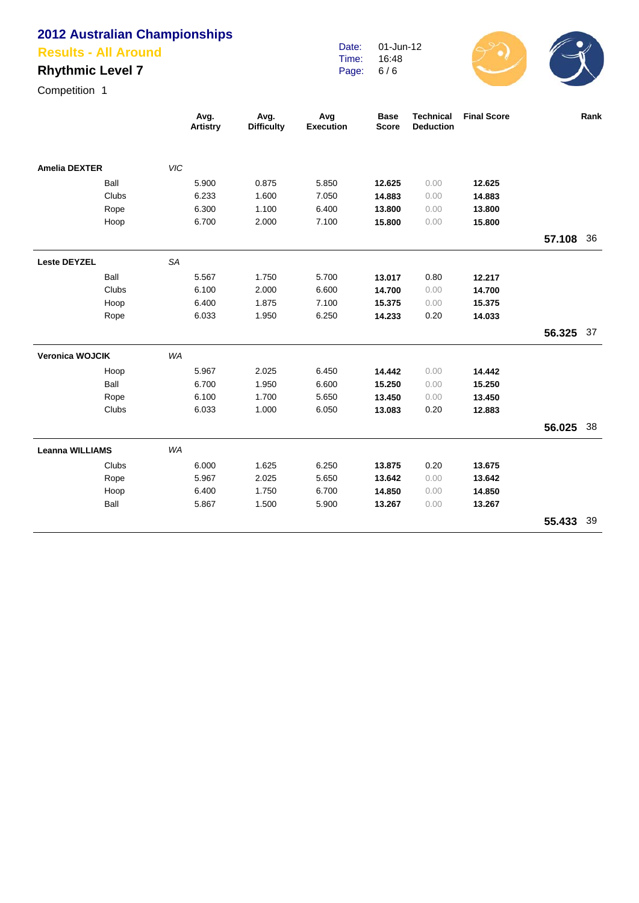# 2012 Australian Championships

## Results - All Around

### Rhythmic Level 7

Competition 1

Date: 01-Jun-12
Time: 16:48

| | | Avg. Artistry | Avg. Difficulty | Avg Execution | Base Score | Technical Deduction | Final Score | | Rank |
|---|---|---|---|---|---|---|---|---|---|
| **Amelia DEXTER** | *VIC* | | | | | | | | |
| Ball | | 5.900 | 0.875 | 5.850 | **12.625** | 0.00 | **12.625** | | |
| Clubs | | 6.233 | 1.600 | 7.050 | **14.883** | 0.00 | **14.883** | | |
| Rope | | 6.300 | 1.100 | 6.400 | **13.800** | 0.00 | **13.800** | | |
| Hoop | | 6.700 | 2.000 | 7.100 | **15.800** | 0.00 | **15.800** | | |
| | | | | | | | | **57.108** | 36 |
| **Leste DEYZEL** | *SA* | | | | | | | | |
| Ball | | 5.567 | 1.750 | 5.700 | **13.017** | 0.80 | **12.217** | | |
| Clubs | | 6.100 | 2.000 | 6.600 | **14.700** | 0.00 | **14.700** | | |
| Hoop | | 6.400 | 1.875 | 7.100 | **15.375** | 0.00 | **15.375** | | |
| Rope | | 6.033 | 1.950 | 6.250 | **14.233** | 0.20 | **14.033** | | |
| | | | | | | | | **56.325** | 37 |
| **Veronica WOJCIK** | *WA* | | | | | | | | |
| Hoop | | 5.967 | 2.025 | 6.450 | **14.442** | 0.00 | **14.442** | | |
| Ball | | 6.700 | 1.950 | 6.600 | **15.250** | 0.00 | **15.250** | | |
| Rope | | 6.100 | 1.700 | 5.650 | **13.450** | 0.00 | **13.450** | | |
| Clubs | | 6.033 | 1.000 | 6.050 | **13.083** | 0.20 | **12.883** | | |
| | | | | | | | | **56.025** | 38 |
| **Leanna WILLIAMS** | *WA* | | | | | | | | |
| Clubs | | 6.000 | 1.625 | 6.250 | **13.875** | 0.20 | **13.675** | | |
| Rope | | 5.967 | 2.025 | 5.650 | **13.642** | 0.00 | **13.642** | | |
| Hoop | | 6.400 | 1.750 | 6.700 | **14.850** | 0.00 | **14.850** | | |
| Ball | | 5.867 | 1.500 | 5.900 | **13.267** | 0.00 | **13.267** | | |
| | | | | | | | | **55.433** | 39 |